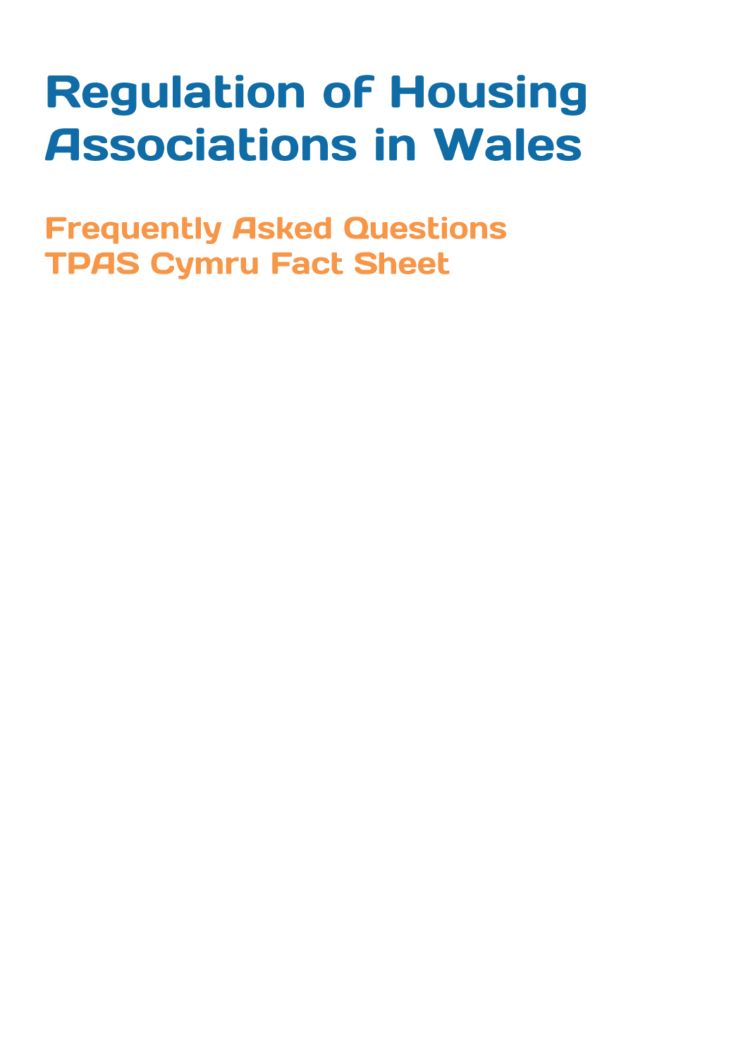# Regulation of Housing Associations in Wales

## Frequently Asked Questions
## TPAS Cymru Fact Sheet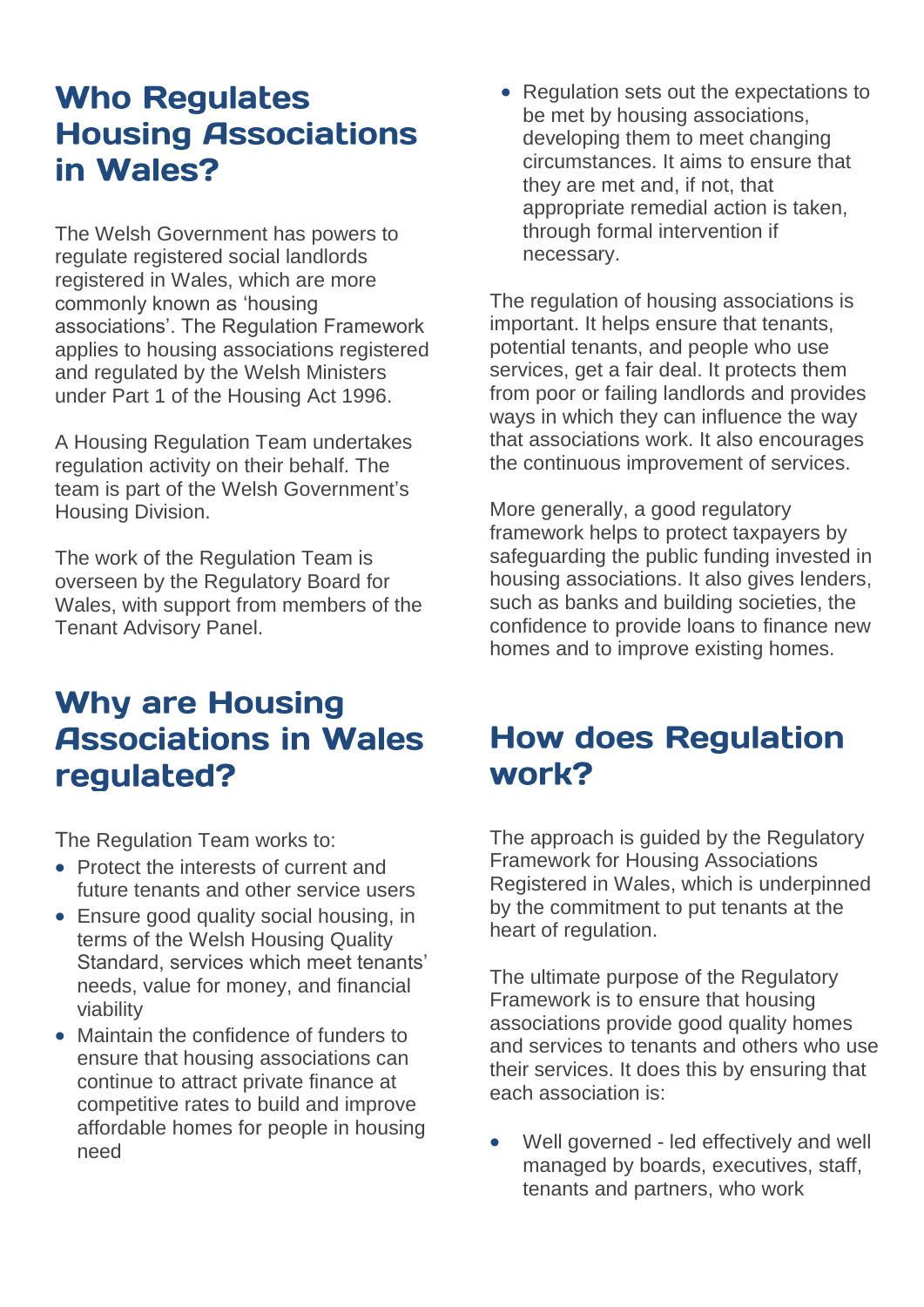## Who Regulates Housing Associations in Wales?

The Welsh Government has powers to regulate registered social landlords registered in Wales, which are more commonly known as 'housing associations'. The Regulation Framework applies to housing associations registered and regulated by the Welsh Ministers under Part 1 of the Housing Act 1996.

A Housing Regulation Team undertakes regulation activity on their behalf. The team is part of the Welsh Government's Housing Division.

The work of the Regulation Team is overseen by the Regulatory Board for Wales, with support from members of the Tenant Advisory Panel.

## Why are Housing Associations in Wales regulated?

The Regulation Team works to:

- Protect the interests of current and future tenants and other service users
- Ensure good quality social housing, in terms of the Welsh Housing Quality Standard, services which meet tenants' needs, value for money, and financial viability
- Maintain the confidence of funders to ensure that housing associations can continue to attract private finance at competitive rates to build and improve affordable homes for people in housing need
- Regulation sets out the expectations to be met by housing associations, developing them to meet changing circumstances. It aims to ensure that they are met and, if not, that appropriate remedial action is taken, through formal intervention if necessary.

The regulation of housing associations is important. It helps ensure that tenants, potential tenants, and people who use services, get a fair deal. It protects them from poor or failing landlords and provides ways in which they can influence the way that associations work. It also encourages the continuous improvement of services.

More generally, a good regulatory framework helps to protect taxpayers by safeguarding the public funding invested in housing associations. It also gives lenders, such as banks and building societies, the confidence to provide loans to finance new homes and to improve existing homes.

## How does Regulation work?

The approach is guided by the Regulatory Framework for Housing Associations Registered in Wales, which is underpinned by the commitment to put tenants at the heart of regulation.

The ultimate purpose of the Regulatory Framework is to ensure that housing associations provide good quality homes and services to tenants and others who use their services. It does this by ensuring that each association is:

- Well governed - led effectively and well managed by boards, executives, staff, tenants and partners, who work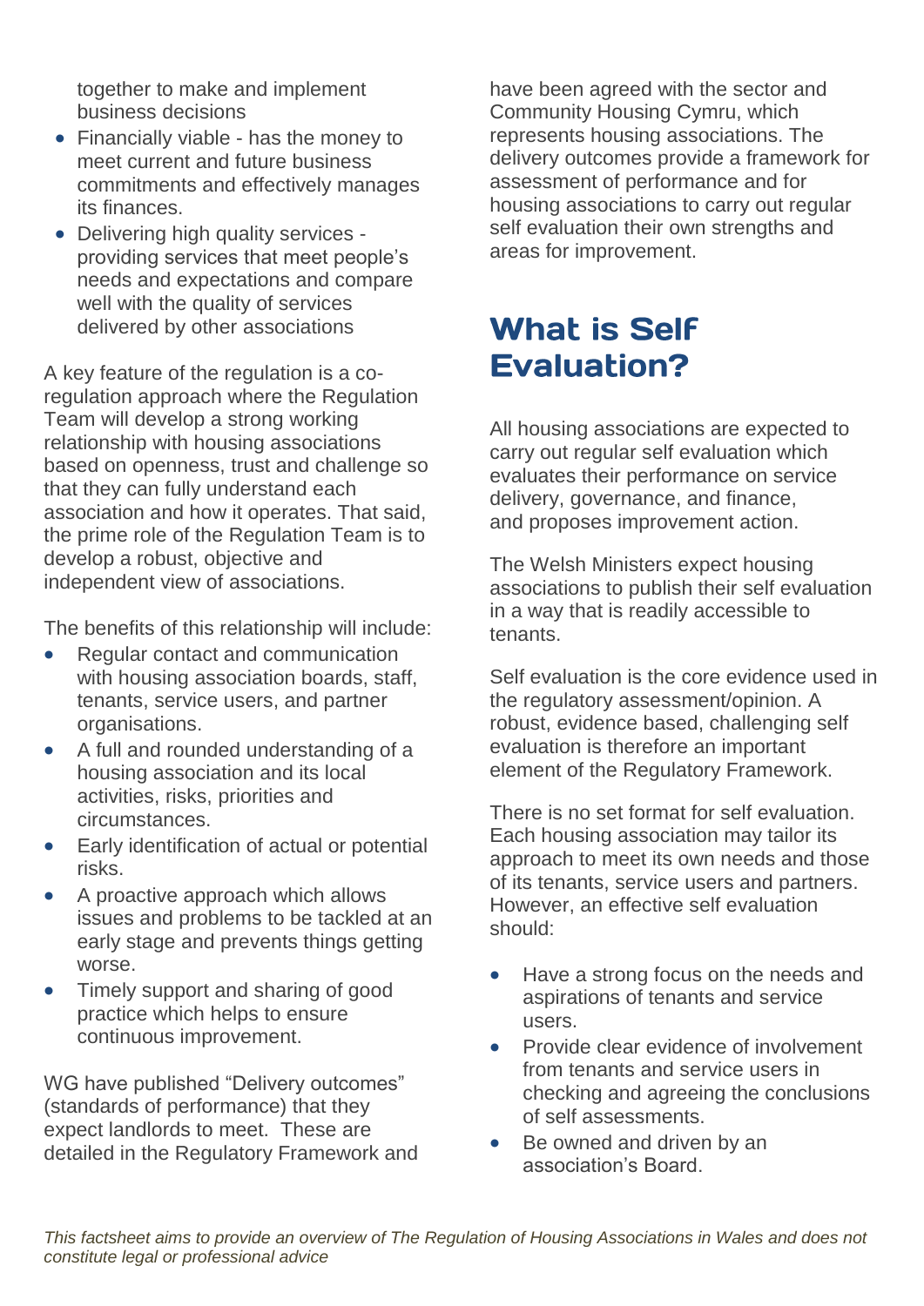together to make and implement business decisions

- Financially viable - has the money to meet current and future business commitments and effectively manages its finances.
- Delivering high quality services - providing services that meet people's needs and expectations and compare well with the quality of services delivered by other associations

A key feature of the regulation is a co-regulation approach where the Regulation Team will develop a strong working relationship with housing associations based on openness, trust and challenge so that they can fully understand each association and how it operates. That said, the prime role of the Regulation Team is to develop a robust, objective and independent view of associations.

The benefits of this relationship will include:

- Regular contact and communication with housing association boards, staff, tenants, service users, and partner organisations.
- A full and rounded understanding of a housing association and its local activities, risks, priorities and circumstances.
- Early identification of actual or potential risks.
- A proactive approach which allows issues and problems to be tackled at an early stage and prevents things getting worse.
- Timely support and sharing of good practice which helps to ensure continuous improvement.

WG have published "Delivery outcomes" (standards of performance) that they expect landlords to meet. These are detailed in the Regulatory Framework and have been agreed with the sector and Community Housing Cymru, which represents housing associations. The delivery outcomes provide a framework for assessment of performance and for housing associations to carry out regular self evaluation their own strengths and areas for improvement.

## What is Self Evaluation?

All housing associations are expected to carry out regular self evaluation which evaluates their performance on service delivery, governance, and finance, and proposes improvement action.

The Welsh Ministers expect housing associations to publish their self evaluation in a way that is readily accessible to tenants.

Self evaluation is the core evidence used in the regulatory assessment/opinion. A robust, evidence based, challenging self evaluation is therefore an important element of the Regulatory Framework.

There is no set format for self evaluation. Each housing association may tailor its approach to meet its own needs and those of its tenants, service users and partners. However, an effective self evaluation should:

- Have a strong focus on the needs and aspirations of tenants and service users.
- Provide clear evidence of involvement from tenants and service users in checking and agreeing the conclusions of self assessments.
- Be owned and driven by an association's Board.

*This factsheet aims to provide an overview of The Regulation of Housing Associations in Wales and does not constitute legal or professional advice*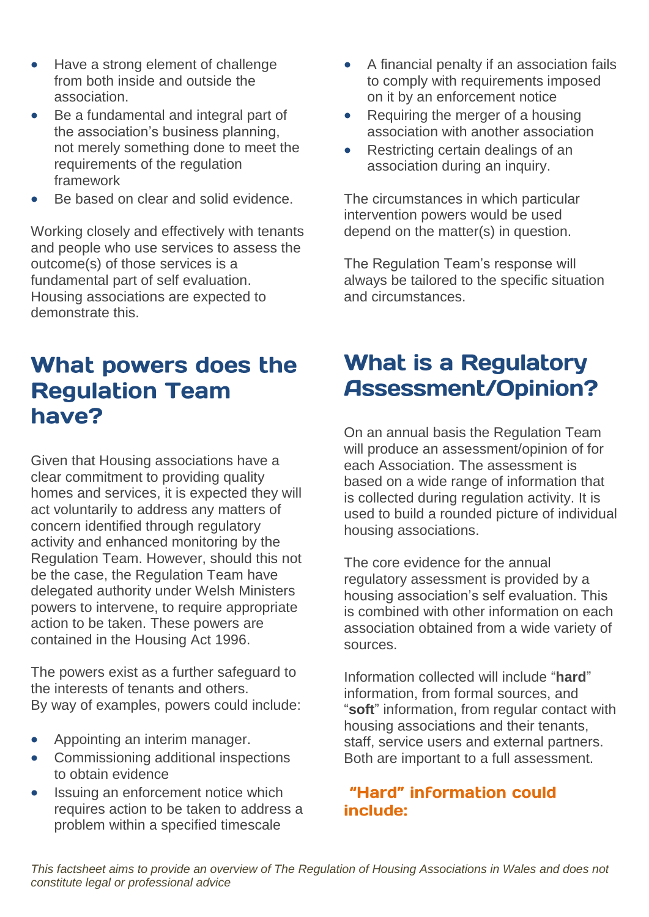- Have a strong element of challenge from both inside and outside the association.
- Be a fundamental and integral part of the association's business planning, not merely something done to meet the requirements of the regulation framework
- Be based on clear and solid evidence.

Working closely and effectively with tenants and people who use services to assess the outcome(s) of those services is a fundamental part of self evaluation. Housing associations are expected to demonstrate this.

## What powers does the Regulation Team have?

Given that Housing associations have a clear commitment to providing quality homes and services, it is expected they will act voluntarily to address any matters of concern identified through regulatory activity and enhanced monitoring by the Regulation Team. However, should this not be the case, the Regulation Team have delegated authority under Welsh Ministers powers to intervene, to require appropriate action to be taken. These powers are contained in the Housing Act 1996.

The powers exist as a further safeguard to the interests of tenants and others. By way of examples, powers could include:

- Appointing an interim manager.
- Commissioning additional inspections to obtain evidence
- Issuing an enforcement notice which requires action to be taken to address a problem within a specified timescale
- A financial penalty if an association fails to comply with requirements imposed on it by an enforcement notice
- Requiring the merger of a housing association with another association
- Restricting certain dealings of an association during an inquiry.

The circumstances in which particular intervention powers would be used depend on the matter(s) in question.

The Regulation Team's response will always be tailored to the specific situation and circumstances.

## What is a Regulatory Assessment/Opinion?

On an annual basis the Regulation Team will produce an assessment/opinion of for each Association. The assessment is based on a wide range of information that is collected during regulation activity. It is used to build a rounded picture of individual housing associations.

The core evidence for the annual regulatory assessment is provided by a housing association's self evaluation. This is combined with other information on each association obtained from a wide variety of sources.

Information collected will include "**hard**" information, from formal sources, and "**soft**" information, from regular contact with housing associations and their tenants, staff, service users and external partners. Both are important to a full assessment.

### "Hard" information could include:

*This factsheet aims to provide an overview of The Regulation of Housing Associations in Wales and does not constitute legal or professional advice*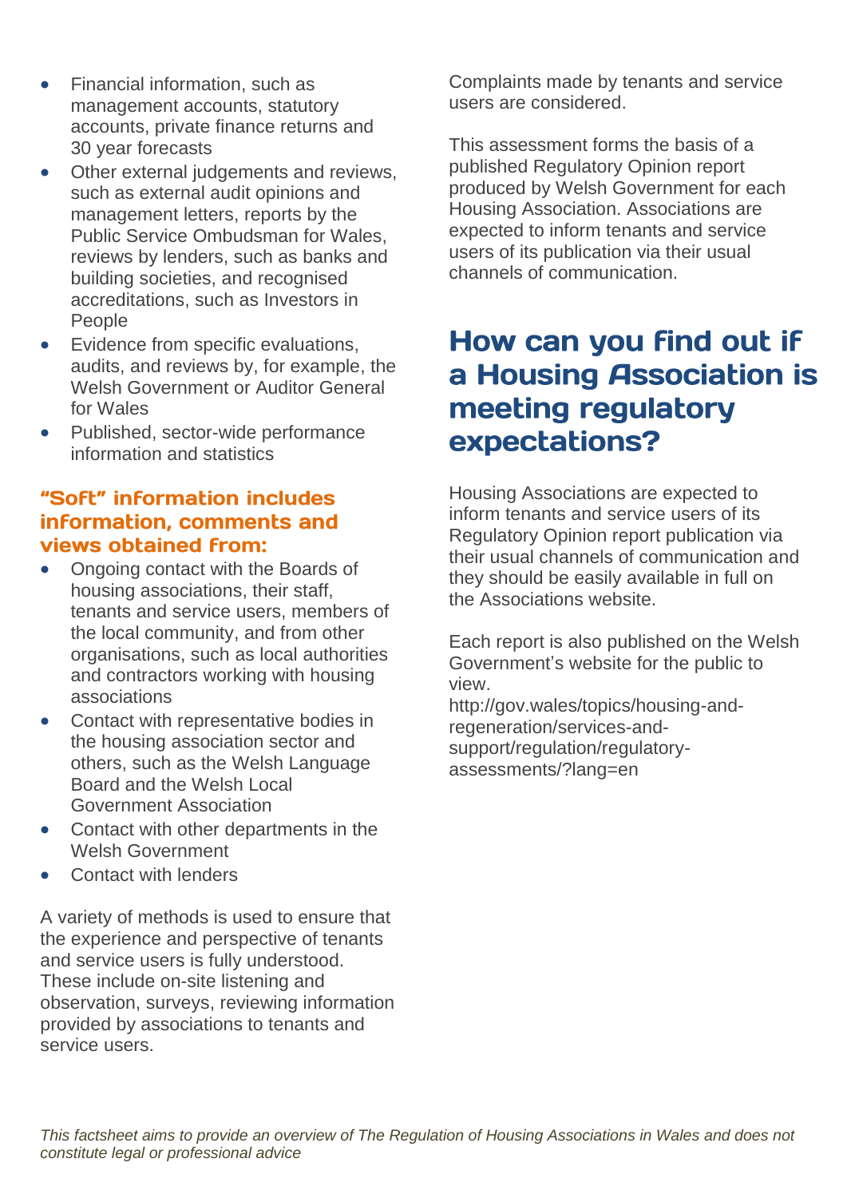- Financial information, such as management accounts, statutory accounts, private finance returns and 30 year forecasts
- Other external judgements and reviews, such as external audit opinions and management letters, reports by the Public Service Ombudsman for Wales, reviews by lenders, such as banks and building societies, and recognised accreditations, such as Investors in People
- Evidence from specific evaluations, audits, and reviews by, for example, the Welsh Government or Auditor General for Wales
- Published, sector-wide performance information and statistics

### "Soft" information includes information, comments and views obtained from:

- Ongoing contact with the Boards of housing associations, their staff, tenants and service users, members of the local community, and from other organisations, such as local authorities and contractors working with housing associations
- Contact with representative bodies in the housing association sector and others, such as the Welsh Language Board and the Welsh Local Government Association
- Contact with other departments in the Welsh Government
- Contact with lenders

A variety of methods is used to ensure that the experience and perspective of tenants and service users is fully understood. These include on-site listening and observation, surveys, reviewing information provided by associations to tenants and service users.

Complaints made by tenants and service users are considered.

This assessment forms the basis of a published Regulatory Opinion report produced by Welsh Government for each Housing Association. Associations are expected to inform tenants and service users of its publication via their usual channels of communication.

## How can you find out if a Housing Association is meeting regulatory expectations?

Housing Associations are expected to inform tenants and service users of its Regulatory Opinion report publication via their usual channels of communication and they should be easily available in full on the Associations website.

Each report is also published on the Welsh Government's website for the public to view.
http://gov.wales/topics/housing-and-regeneration/services-and-support/regulation/regulatory-assessments/?lang=en

*This factsheet aims to provide an overview of The Regulation of Housing Associations in Wales and does not constitute legal or professional advice*